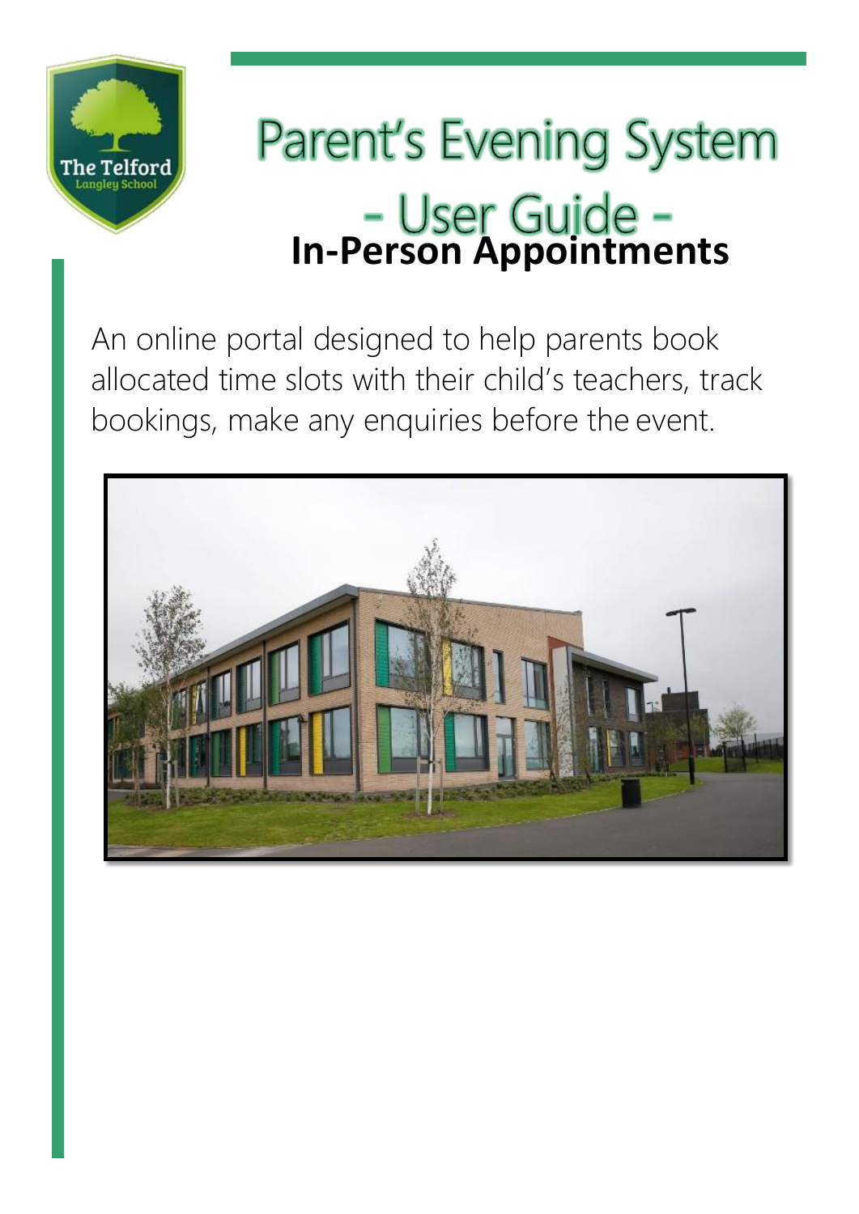# Parent's Evening System

# - User Guide -

## In-Person Appointments

An online portal designed to help parents book allocated time slots with their child's teachers, track bookings, make any enquiries before the event.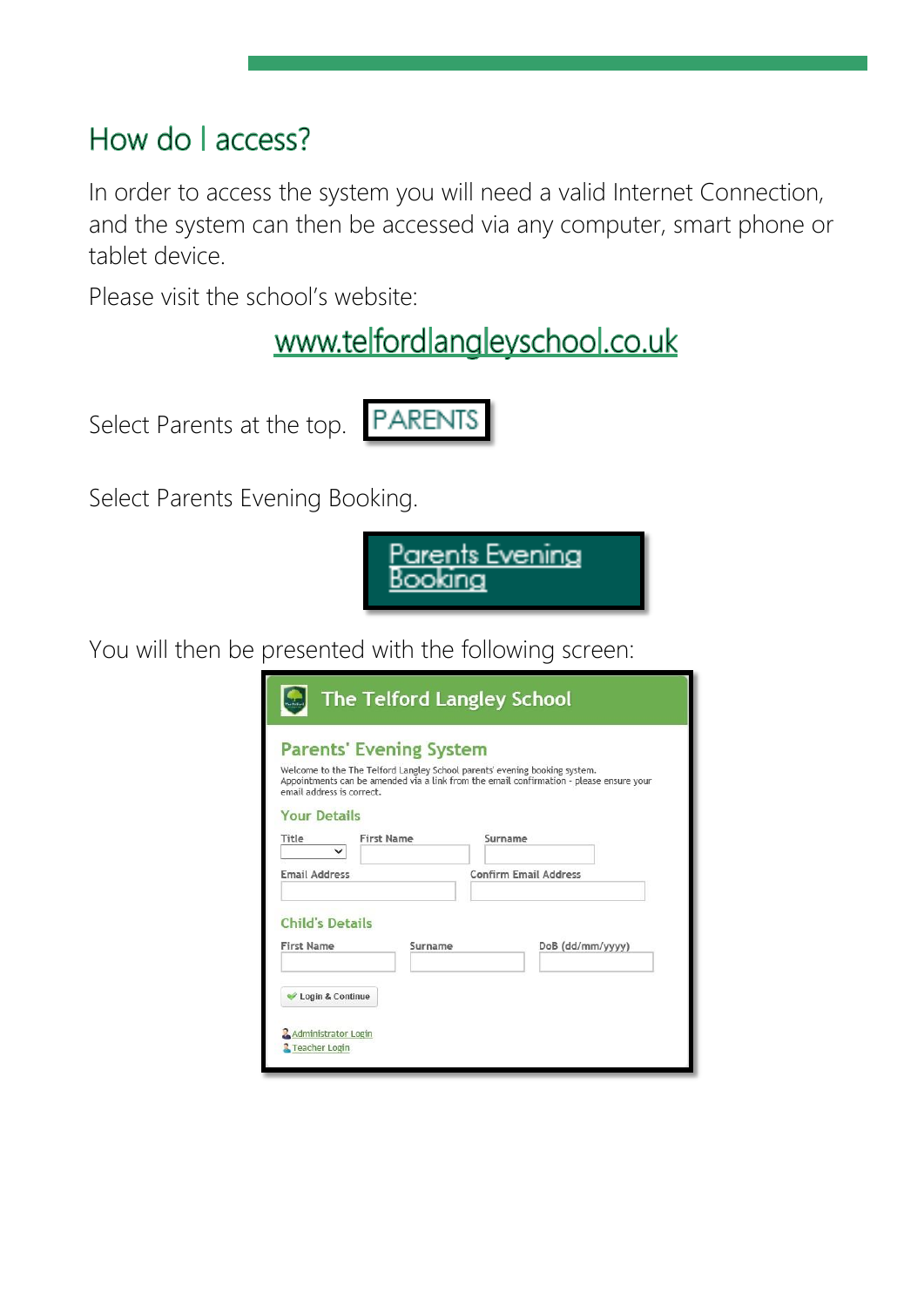## How do I access?

In order to access the system you will need a valid Internet Connection, and the system can then be accessed via any computer, smart phone or tablet device.

Please visit the school's website:

www.telfordlangleyschool.co.uk

Select Parents at the top. PARENTS

Select Parents Evening Booking.

Parents Evening Booking

You will then be presented with the following screen:

The Telford Langley School

Parents' Evening System

Welcome to the The Telford Langley School parents' evening booking system. Appointments can be amended via a link from the email confirmation - please ensure your email address is correct.

Your Details

Title | First Name | Surname

Email Address | Confirm Email Address

Child's Details

First Name | Surname | DoB (dd/mm/yyyy)

Login & Continue

Administrator Login

Teacher Login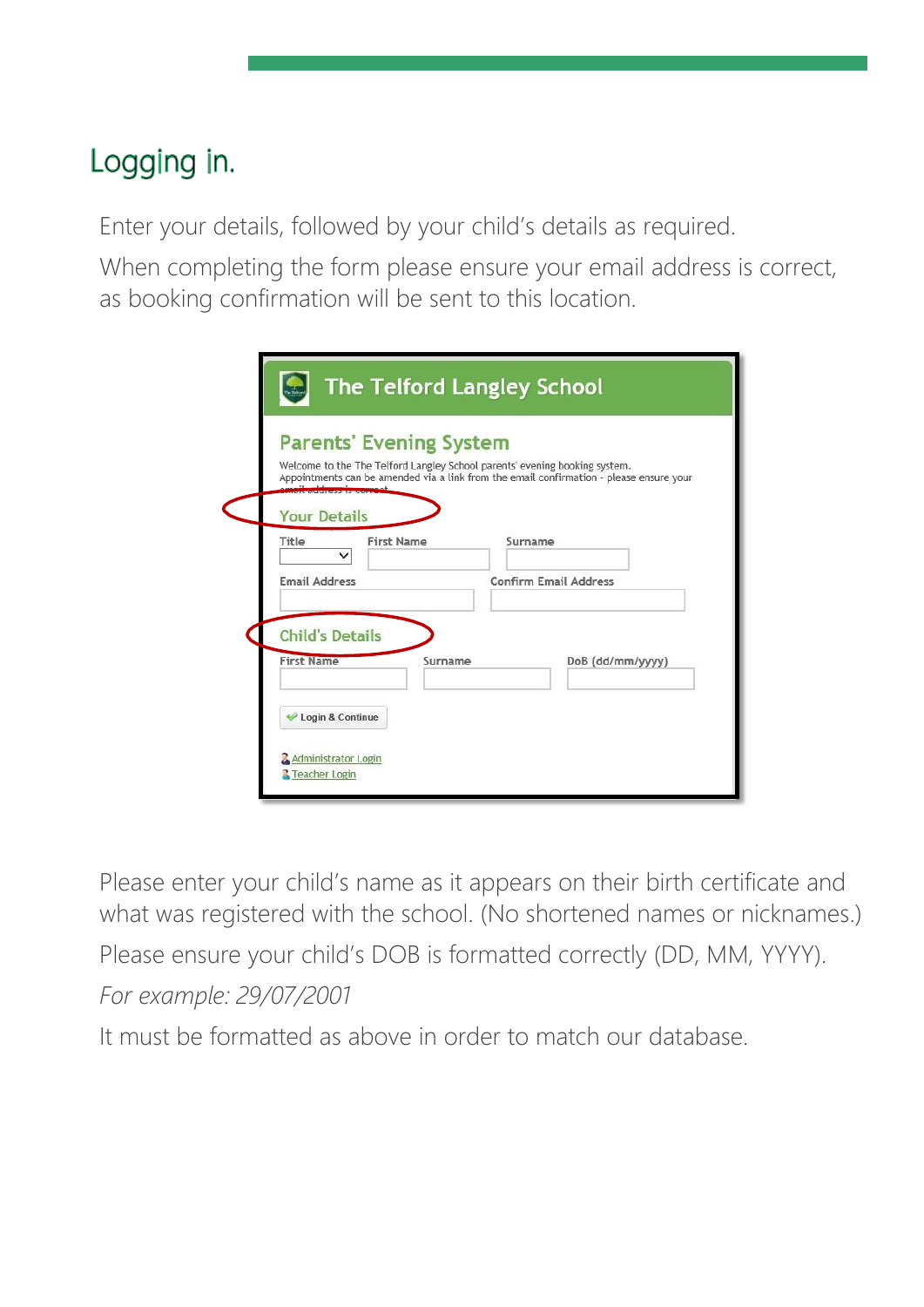## Logging in.

Enter your details, followed by your child's details as required.

When completing the form please ensure your email address is correct, as booking confirmation will be sent to this location.

The Telford Langley School

Parents' Evening System

Welcome to the The Telford Langley School parents' evening booking system. Appointments can be amended via a link from the email confirmation - please ensure your email address is correct.

Your Details

Title | First Name | Surname

Email Address | Confirm Email Address

Child's Details

First Name | Surname | DoB (dd/mm/yyyy)

Login & Continue

Administrator Login

Teacher Login

Please enter your child's name as it appears on their birth certificate and what was registered with the school. (No shortened names or nicknames.)

Please ensure your child's DOB is formatted correctly (DD, MM, YYYY).

*For example: 29/07/2001*

It must be formatted as above in order to match our database.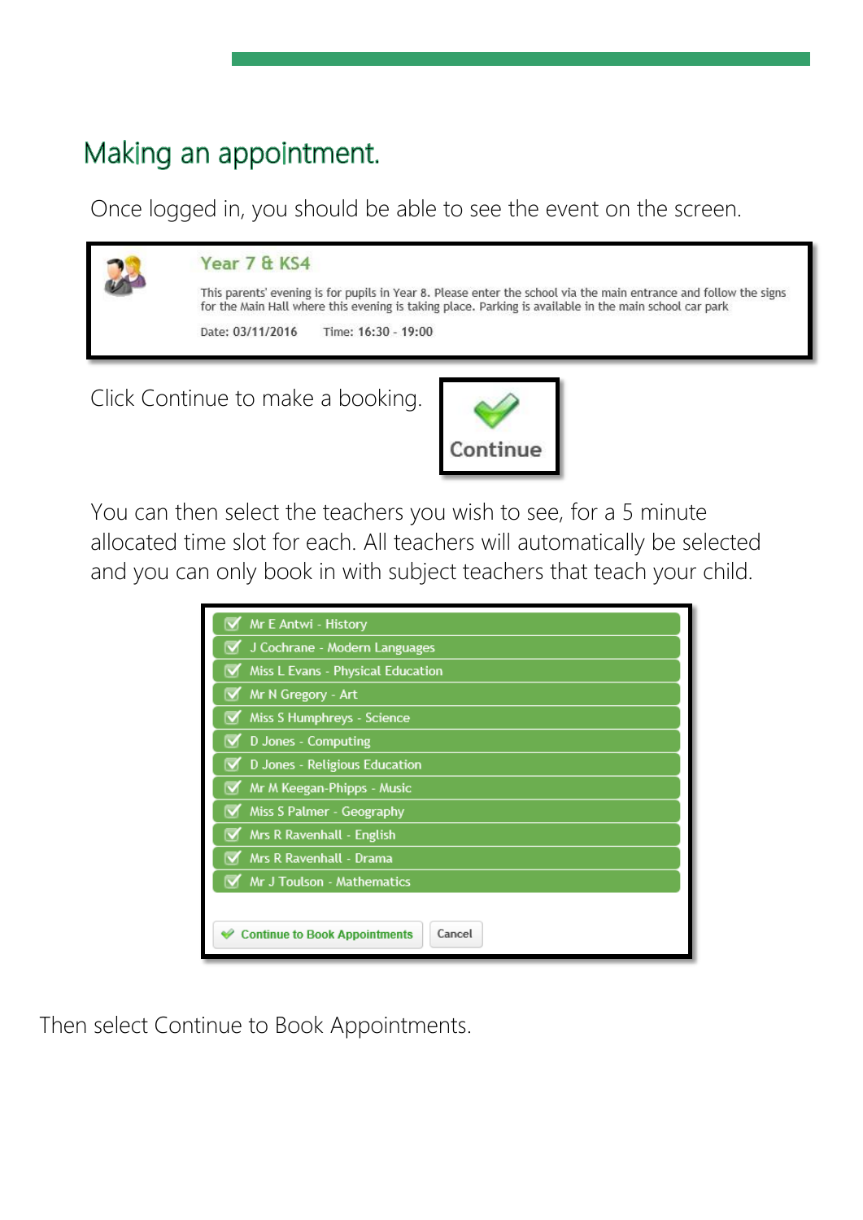## Making an appointment.

Once logged in, you should be able to see the event on the screen.

**Year 7 & KS4**

This parents' evening is for pupils in Year 8. Please enter the school via the main entrance and follow the signs for the Main Hall where this evening is taking place. Parking is available in the main school car park

Date: 03/11/2016 Time: 16:30 - 19:00

Click Continue to make a booking.

**Continue**

You can then select the teachers you wish to see, for a 5 minute allocated time slot for each. All teachers will automatically be selected and you can only book in with subject teachers that teach your child.

- ☑ Mr E Antwi - History
- ☑ J Cochrane - Modern Languages
- ☑ Miss L Evans - Physical Education
- ☑ Mr N Gregory - Art
- ☑ Miss S Humphreys - Science
- ☑ D Jones - Computing
- ☑ D Jones - Religious Education
- ☑ Mr M Keegan-Phipps - Music
- ☑ Miss S Palmer - Geography
- ☑ Mrs R Ravenhall - English
- ☑ Mrs R Ravenhall - Drama
- ☑ Mr J Toulson - Mathematics

Continue to Book Appointments | Cancel

Then select Continue to Book Appointments.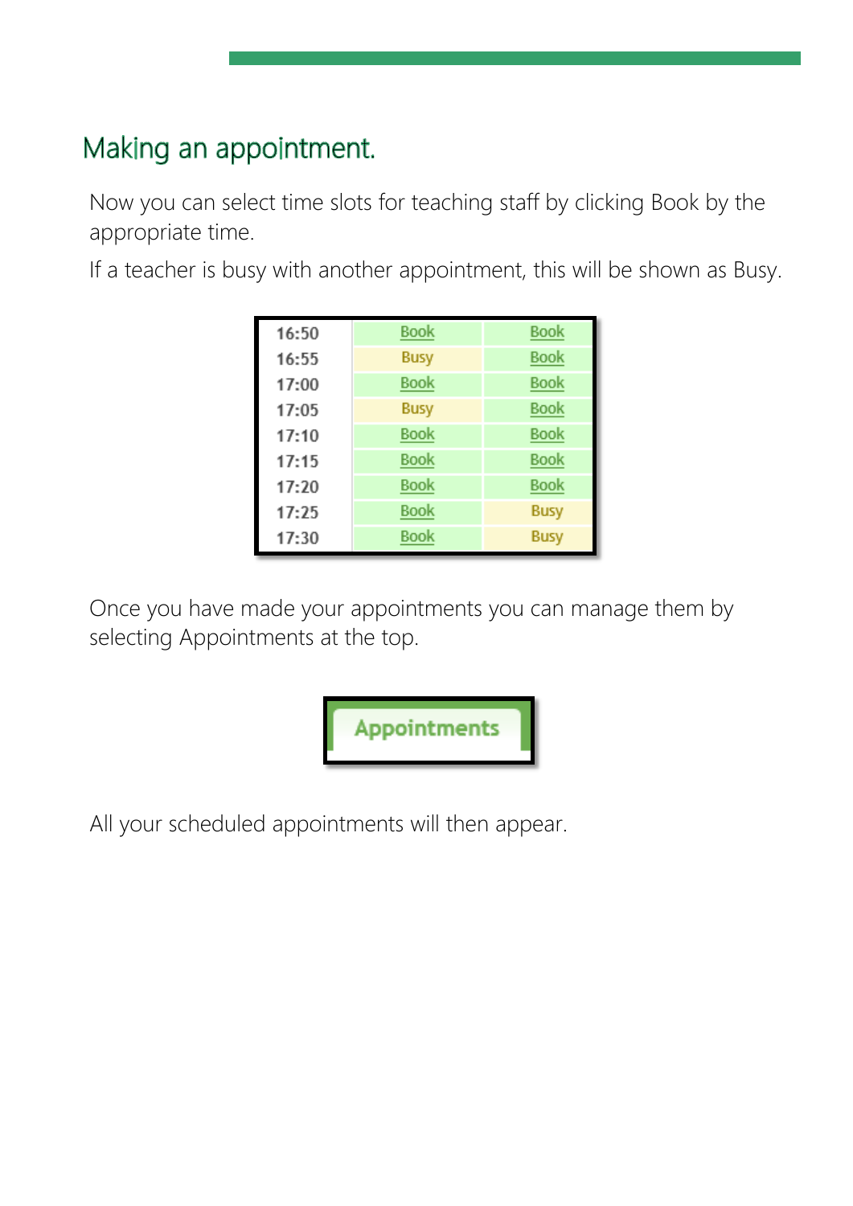## Making an appointment.

Now you can select time slots for teaching staff by clicking Book by the appropriate time.

If a teacher is busy with another appointment, this will be shown as Busy.

| | | |
|---|---|---|
| 16:50 | Book | Book |
| 16:55 | Busy | Book |
| 17:00 | Book | Book |
| 17:05 | Busy | Book |
| 17:10 | Book | Book |
| 17:15 | Book | Book |
| 17:20 | Book | Book |
| 17:25 | Book | Busy |
| 17:30 | Book | Busy |

Once you have made your appointments you can manage them by selecting Appointments at the top.

**Appointments**

All your scheduled appointments will then appear.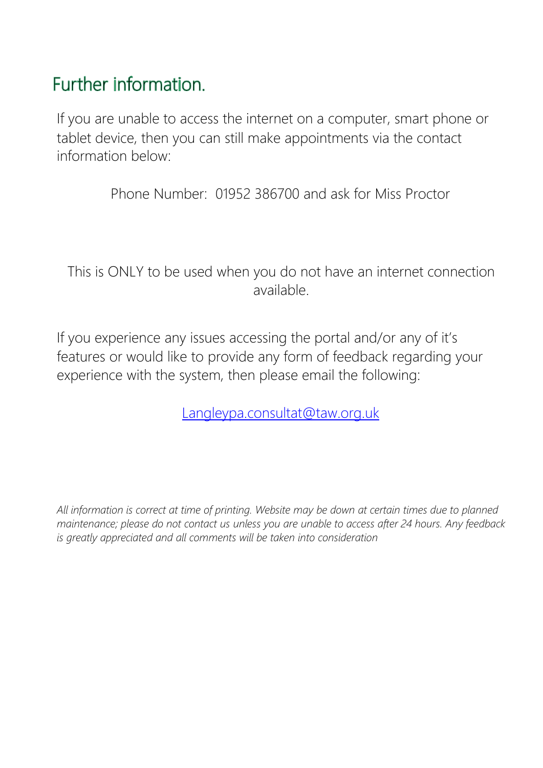# Further information.

If you are unable to access the internet on a computer, smart phone or tablet device, then you can still make appointments via the contact information below:

Phone Number: 01952 386700 and ask for Miss Proctor

This is ONLY to be used when you do not have an internet connection available.

If you experience any issues accessing the portal and/or any of it's features or would like to provide any form of feedback regarding your experience with the system, then please email the following:

Langleypa.consultat@taw.org.uk

*All information is correct at time of printing. Website may be down at certain times due to planned maintenance; please do not contact us unless you are unable to access after 24 hours. Any feedback is greatly appreciated and all comments will be taken into consideration*